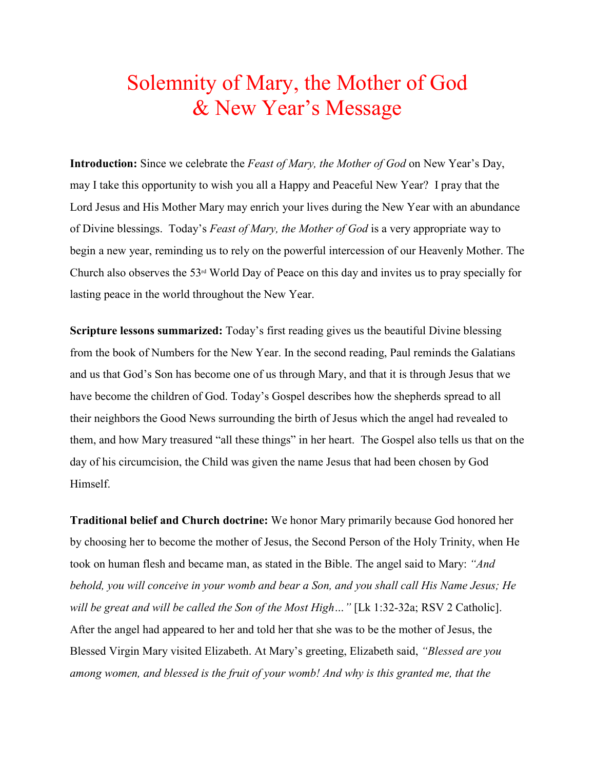# Solemnity of Mary, the Mother of God
# & New Year's Message

**Introduction:** Since we celebrate the *Feast of Mary, the Mother of God* on New Year's Day, may I take this opportunity to wish you all a Happy and Peaceful New Year? I pray that the Lord Jesus and His Mother Mary may enrich your lives during the New Year with an abundance of Divine blessings. Today's *Feast of Mary, the Mother of God* is a very appropriate way to begin a new year, reminding us to rely on the powerful intercession of our Heavenly Mother. The Church also observes the 53rd World Day of Peace on this day and invites us to pray specially for lasting peace in the world throughout the New Year.

**Scripture lessons summarized:** Today's first reading gives us the beautiful Divine blessing from the book of Numbers for the New Year. In the second reading, Paul reminds the Galatians and us that God's Son has become one of us through Mary, and that it is through Jesus that we have become the children of God. Today's Gospel describes how the shepherds spread to all their neighbors the Good News surrounding the birth of Jesus which the angel had revealed to them, and how Mary treasured "all these things" in her heart. The Gospel also tells us that on the day of his circumcision, the Child was given the name Jesus that had been chosen by God Himself.

**Traditional belief and Church doctrine:** We honor Mary primarily because God honored her by choosing her to become the mother of Jesus, the Second Person of the Holy Trinity, when He took on human flesh and became man, as stated in the Bible. The angel said to Mary: *"And behold, you will conceive in your womb and bear a Son, and you shall call His Name Jesus; He will be great and will be called the Son of the Most High…"* [Lk 1:32-32a; RSV 2 Catholic]. After the angel had appeared to her and told her that she was to be the mother of Jesus, the Blessed Virgin Mary visited Elizabeth. At Mary's greeting, Elizabeth said, *"Blessed are you among women, and blessed is the fruit of your womb! And why is this granted me, that the*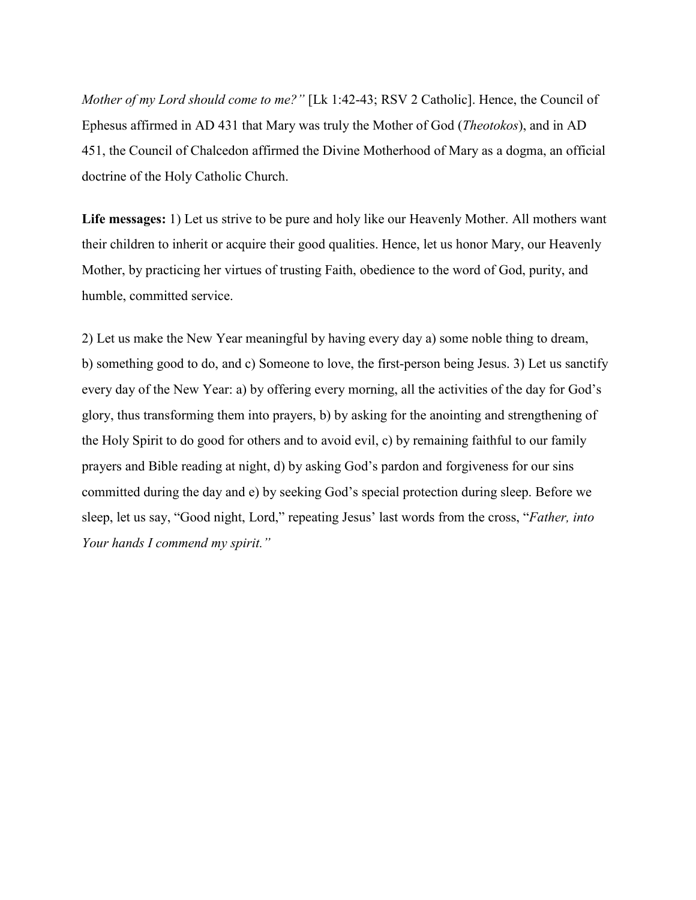*Mother of my Lord should come to me?"* [Lk 1:42-43; RSV 2 Catholic]. Hence, the Council of Ephesus affirmed in AD 431 that Mary was truly the Mother of God (*Theotokos*), and in AD 451, the Council of Chalcedon affirmed the Divine Motherhood of Mary as a dogma, an official doctrine of the Holy Catholic Church.

**Life messages:** 1) Let us strive to be pure and holy like our Heavenly Mother. All mothers want their children to inherit or acquire their good qualities. Hence, let us honor Mary, our Heavenly Mother, by practicing her virtues of trusting Faith, obedience to the word of God, purity, and humble, committed service.

2) Let us make the New Year meaningful by having every day a) some noble thing to dream, b) something good to do, and c) Someone to love, the first-person being Jesus. 3) Let us sanctify every day of the New Year: a) by offering every morning, all the activities of the day for God's glory, thus transforming them into prayers, b) by asking for the anointing and strengthening of the Holy Spirit to do good for others and to avoid evil, c) by remaining faithful to our family prayers and Bible reading at night, d) by asking God's pardon and forgiveness for our sins committed during the day and e) by seeking God's special protection during sleep. Before we sleep, let us say, "Good night, Lord," repeating Jesus' last words from the cross, "*Father, into Your hands I commend my spirit.*"